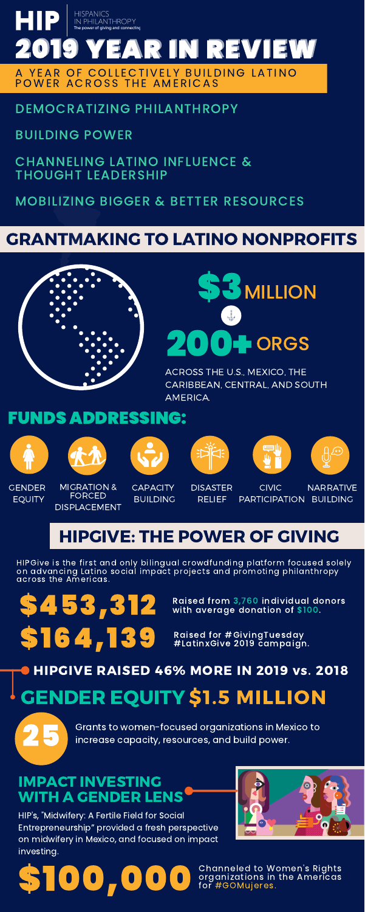# HIP | HISPANICS IN PHILANTHROPY

The power of giving and connecting

# 2019 YEAR IN REVIEW

A YEAR OF COLLECTIVELY BUILDING LATINO POWER ACROSS THE AMERICAS

- DEMOCRATIZING PHILANTHROPY
- BUILDING POWER
- CHANNELING LATINO INFLUENCE & THOUGHT LEADERSHIP
- MOBILIZING BIGGER & BETTER RESOURCES

## GRANTMAKING TO LATINO NONPROFITS

**$3 MILLION**

**200+ ORGS**

ACROSS THE U.S., MEXICO, THE CARIBBEAN, CENTRAL, AND SOUTH AMERICA.

## FUNDS ADDRESSING:

- GENDER EQUITY
- MIGRATION & FORCED DISPLACEMENT
- CAPACITY BUILDING
- DISASTER RELIEF
- CIVIC PARTICIPATION
- NARRATIVE BUILDING

## HIPGIVE: THE POWER OF GIVING

HIPGive is the first and only bilingual crowdfunding platform focused solely on advancing Latino social impact projects and promoting philanthropy across the Americas.

**$453,312** Raised from 3,760 individual donors with average donation of $100.

**$164,139** Raised for #GivingTuesday #LatinxGive 2019 campaign.

## HIPGIVE RAISED 46% MORE IN 2019 vs. 2018

## GENDER EQUITY $1.5 MILLION

**25** Grants to women-focused organizations in Mexico to increase capacity, resources, and build power.

## IMPACT INVESTING WITH A GENDER LENS

HIP's, "Midwifery: A Fertile Field for Social Entrepreneurship" provided a fresh perspective on midwifery in Mexico, and focused on impact investing.

**$100,000** Channeled to Women's Rights organizations in the Americas for #GOMujeres.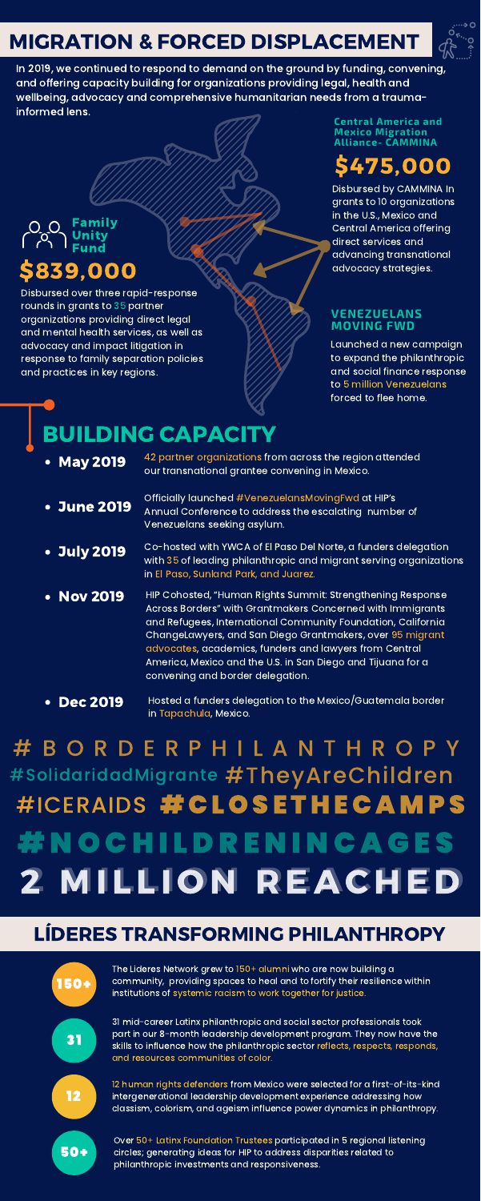# MIGRATION & FORCED DISPLACEMENT

In 2019, we continued to respond to demand on the ground by funding, convening, and offering capacity building for organizations providing legal, health and wellbeing, advocacy and comprehensive humanitarian needs from a trauma-informed lens.

### Family Unity Fund

## $839,000

Disbursed over three rapid-response rounds in grants to 35 partner organizations providing direct legal and mental health services, as well as advocacy and impact litigation in response to family separation policies and practices in key regions.

### Central America and Mexico Migration Alliance- CAMMINA

## $475,000

Disbursed by CAMMINA in grants to 10 organizations in the U.S., Mexico and Central America offering direct services and advancing transnational advocacy strategies.

### VENEZUELANS MOVING FWD

Launched a new campaign to expand the philanthropic and social finance response to 5 million Venezuelans forced to flee home.

# BUILDING CAPACITY

- **May 2019** — 42 partner organizations from across the region attended our transnational grantee convening in Mexico.
- **June 2019** — Officially launched #VenezuelansMovingFwd at HIP's Annual Conference to address the escalating number of Venezuelans seeking asylum.
- **July 2019** — Co-hosted with YWCA of El Paso Del Norte, a funders delegation with 35 of leading philanthropic and migrant serving organizations in El Paso, Sunland Park, and Juarez.
- **Nov 2019** — HIP Cohosted, "Human Rights Summit: Strengthening Response Across Borders" with Grantmakers Concerned with Immigrants and Refugees, International Community Foundation, California ChangeLawyers, and San Diego Grantmakers, over 95 migrant advocates, academics, funders and lawyers from Central America, Mexico and the U.S. in San Diego and Tijuana for a convening and border delegation.
- **Dec 2019** — Hosted a funders delegation to the Mexico/Guatemala border in Tapachula, Mexico.

#BORDERPHILANTHROPY #SolidaridadMigrante #TheyAreChildren #ICERAIDS #CLOSETHECAMPS #NOCHILDRENINCAGES

**2 MILLION REACHED**

# LÍDERES TRANSFORMING PHILANTHROPY

**150+** — The Líderes Network grew to 150+ alumni who are now building a community, providing spaces to heal and to fortify their resilience within institutions of systemic racism to work together for justice.

**31** — 31 mid-career Latinx philanthropic and social sector professionals took part in our 8-month leadership development program. They now have the skills to influence how the philanthropic sector reflects, respects, responds, and resources communities of color.

**12** — 12 human rights defenders from Mexico were selected for a first-of-its-kind intergenerational leadership development experience addressing how classism, colorism, and ageism influence power dynamics in philanthropy.

**50+** — Over 50+ Latinx Foundation Trustees participated in 5 regional listening circles; generating ideas for HIP to address disparities related to philanthropic investments and responsiveness.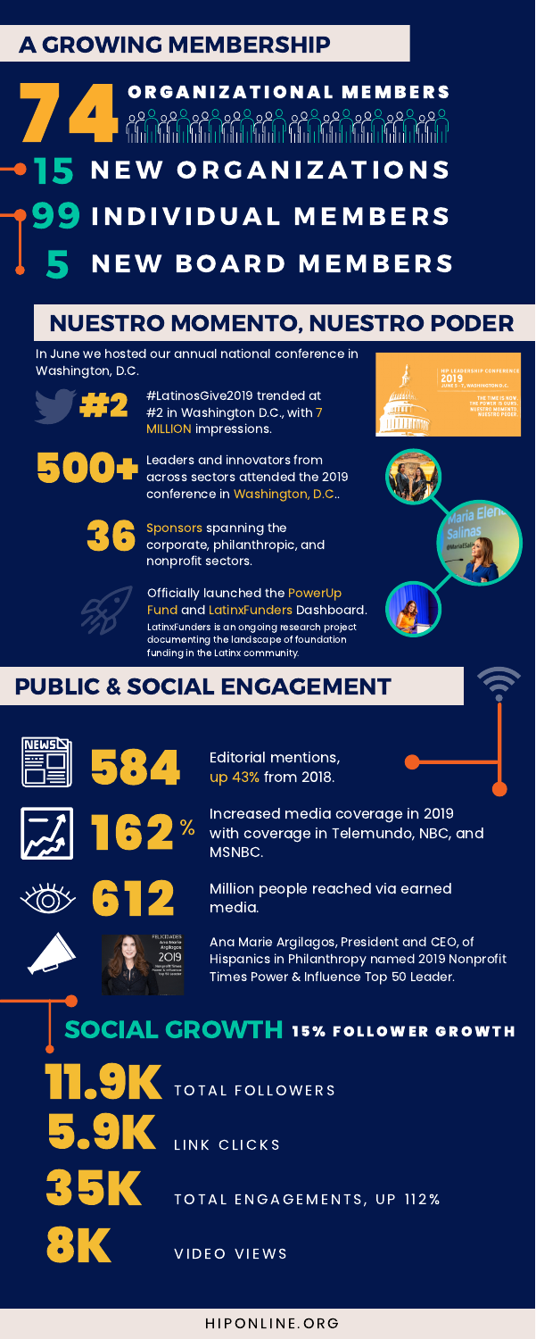## A GROWING MEMBERSHIP

**74** ORGANIZATIONAL MEMBERS

**15** NEW ORGANIZATIONS

**99** INDIVIDUAL MEMBERS

**5** NEW BOARD MEMBERS

## NUESTRO MOMENTO, NUESTRO PODER

In June we hosted our annual national conference in Washington, D.C.

**#2** #LatinosGive2019 trended at #2 in Washington D.C., with 7 MILLION impressions.

**500+** Leaders and innovators from across sectors attended the 2019 conference in Washington, D.C..

**36** Sponsors spanning the corporate, philanthropic, and nonprofit sectors.

Officially launched the PowerUp Fund and LatinxFunders Dashboard. LatinxFunders is an ongoing research project documenting the landscape of foundation funding in the Latinx community.

HIP LEADERSHIP CONFERENCE 2019
JUNE 5 - 7, WASHINGTON D.C.
THE TIME IS NOW.
THE POWER IS OURS.
NUESTRO MOMENTO.
NUESTRO PODER.

Maria Elena Salinas

## PUBLIC & SOCIAL ENGAGEMENT

**584** Editorial mentions, up 43% from 2018.

**162%** Increased media coverage in 2019 with coverage in Telemundo, NBC, and MSNBC.

**612** Million people reached via earned media.

FELICIDADES Ana Marie Argilagos 2019 Nonprofit Times Power & Influence Top 50 Leader

Ana Marie Argilagos, President and CEO, of Hispanics in Philanthropy named 2019 Nonprofit Times Power & Influence Top 50 Leader.

## SOCIAL GROWTH 15% FOLLOWER GROWTH

**11.9K** TOTAL FOLLOWERS

**5.9K** LINK CLICKS

**35K** TOTAL ENGAGEMENTS, UP 112%

**8K** VIDEO VIEWS

HIPONLINE.ORG